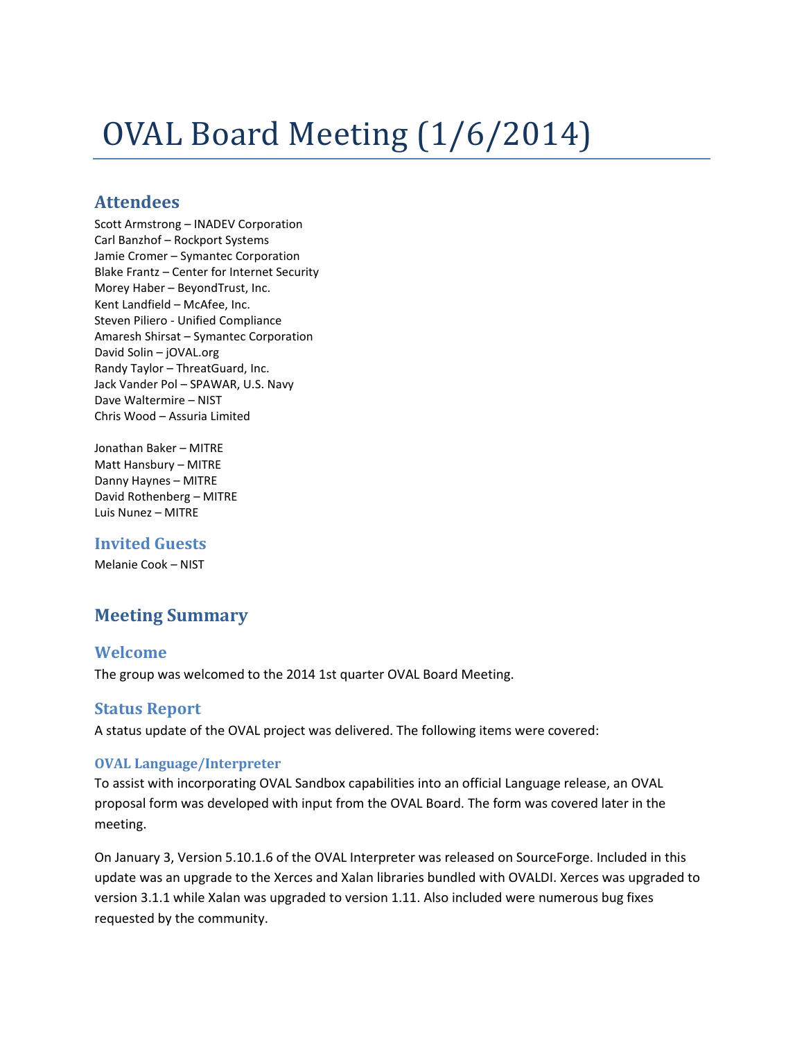# OVAL Board Meeting (1/6/2014)

## Attendees

Scott Armstrong – INADEV Corporation
Carl Banzhof – Rockport Systems
Jamie Cromer – Symantec Corporation
Blake Frantz – Center for Internet Security
Morey Haber – BeyondTrust, Inc.
Kent Landfield – McAfee, Inc.
Steven Piliero - Unified Compliance
Amaresh Shirsat – Symantec Corporation
David Solin – jOVAL.org
Randy Taylor – ThreatGuard, Inc.
Jack Vander Pol – SPAWAR, U.S. Navy
Dave Waltermire – NIST
Chris Wood – Assuria Limited

Jonathan Baker – MITRE
Matt Hansbury – MITRE
Danny Haynes – MITRE
David Rothenberg – MITRE
Luis Nunez – MITRE

### Invited Guests

Melanie Cook – NIST

## Meeting Summary

### Welcome

The group was welcomed to the 2014 1st quarter OVAL Board Meeting.

### Status Report

A status update of the OVAL project was delivered. The following items were covered:

#### OVAL Language/Interpreter

To assist with incorporating OVAL Sandbox capabilities into an official Language release, an OVAL proposal form was developed with input from the OVAL Board. The form was covered later in the meeting.

On January 3, Version 5.10.1.6 of the OVAL Interpreter was released on SourceForge. Included in this update was an upgrade to the Xerces and Xalan libraries bundled with OVALDI. Xerces was upgraded to version 3.1.1 while Xalan was upgraded to version 1.11. Also included were numerous bug fixes requested by the community.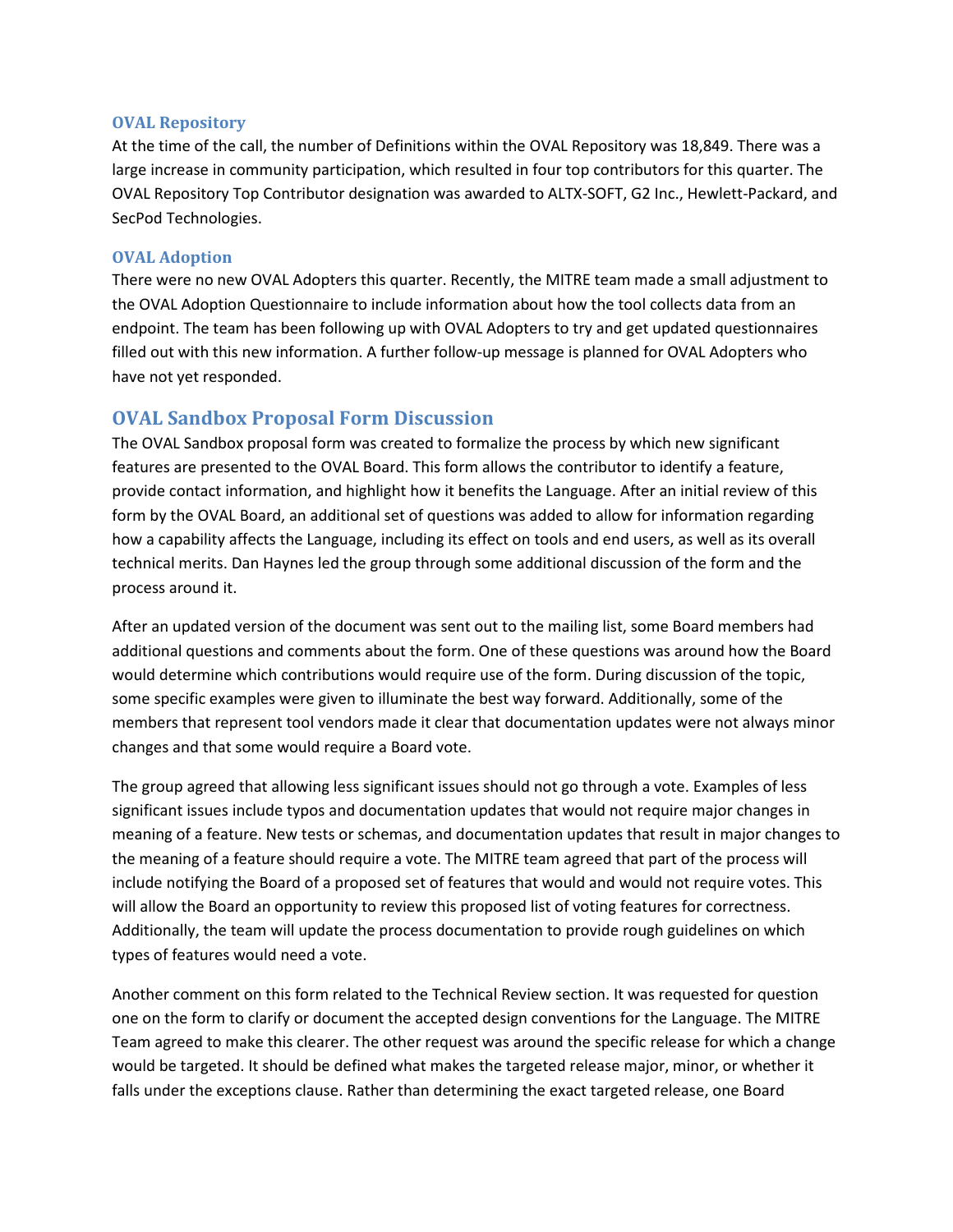### OVAL Repository

At the time of the call, the number of Definitions within the OVAL Repository was 18,849. There was a large increase in community participation, which resulted in four top contributors for this quarter. The OVAL Repository Top Contributor designation was awarded to ALTX-SOFT, G2 Inc., Hewlett-Packard, and SecPod Technologies.

### OVAL Adoption

There were no new OVAL Adopters this quarter. Recently, the MITRE team made a small adjustment to the OVAL Adoption Questionnaire to include information about how the tool collects data from an endpoint. The team has been following up with OVAL Adopters to try and get updated questionnaires filled out with this new information. A further follow-up message is planned for OVAL Adopters who have not yet responded.

## OVAL Sandbox Proposal Form Discussion

The OVAL Sandbox proposal form was created to formalize the process by which new significant features are presented to the OVAL Board. This form allows the contributor to identify a feature, provide contact information, and highlight how it benefits the Language. After an initial review of this form by the OVAL Board, an additional set of questions was added to allow for information regarding how a capability affects the Language, including its effect on tools and end users, as well as its overall technical merits. Dan Haynes led the group through some additional discussion of the form and the process around it.

After an updated version of the document was sent out to the mailing list, some Board members had additional questions and comments about the form. One of these questions was around how the Board would determine which contributions would require use of the form. During discussion of the topic, some specific examples were given to illuminate the best way forward. Additionally, some of the members that represent tool vendors made it clear that documentation updates were not always minor changes and that some would require a Board vote.

The group agreed that allowing less significant issues should not go through a vote. Examples of less significant issues include typos and documentation updates that would not require major changes in meaning of a feature. New tests or schemas, and documentation updates that result in major changes to the meaning of a feature should require a vote. The MITRE team agreed that part of the process will include notifying the Board of a proposed set of features that would and would not require votes. This will allow the Board an opportunity to review this proposed list of voting features for correctness. Additionally, the team will update the process documentation to provide rough guidelines on which types of features would need a vote.

Another comment on this form related to the Technical Review section. It was requested for question one on the form to clarify or document the accepted design conventions for the Language. The MITRE Team agreed to make this clearer. The other request was around the specific release for which a change would be targeted. It should be defined what makes the targeted release major, minor, or whether it falls under the exceptions clause. Rather than determining the exact targeted release, one Board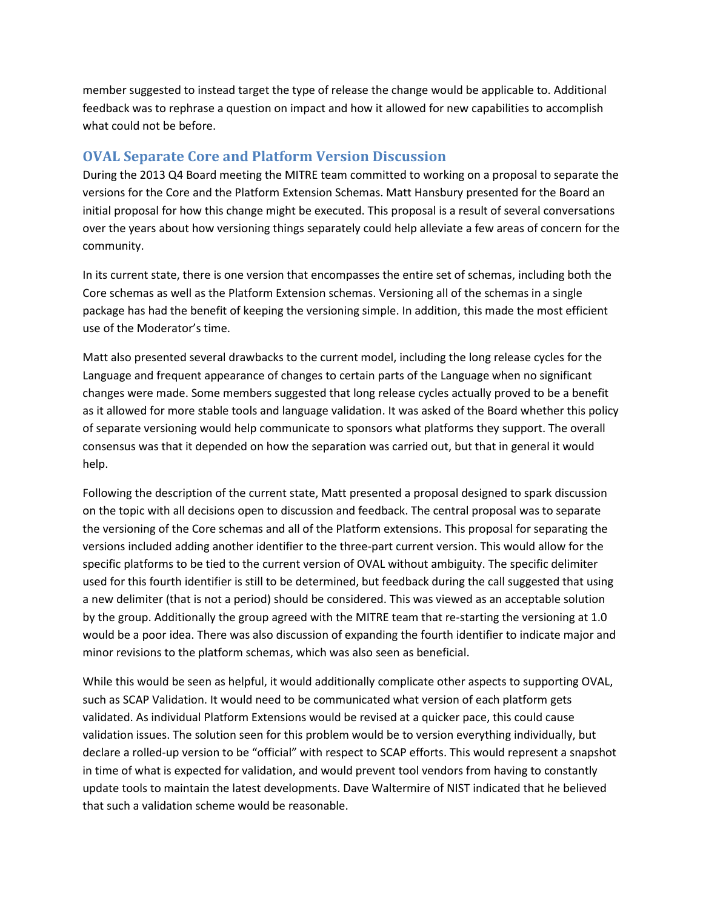member suggested to instead target the type of release the change would be applicable to. Additional feedback was to rephrase a question on impact and how it allowed for new capabilities to accomplish what could not be before.

## OVAL Separate Core and Platform Version Discussion

During the 2013 Q4 Board meeting the MITRE team committed to working on a proposal to separate the versions for the Core and the Platform Extension Schemas. Matt Hansbury presented for the Board an initial proposal for how this change might be executed. This proposal is a result of several conversations over the years about how versioning things separately could help alleviate a few areas of concern for the community.

In its current state, there is one version that encompasses the entire set of schemas, including both the Core schemas as well as the Platform Extension schemas. Versioning all of the schemas in a single package has had the benefit of keeping the versioning simple. In addition, this made the most efficient use of the Moderator's time.

Matt also presented several drawbacks to the current model, including the long release cycles for the Language and frequent appearance of changes to certain parts of the Language when no significant changes were made. Some members suggested that long release cycles actually proved to be a benefit as it allowed for more stable tools and language validation. It was asked of the Board whether this policy of separate versioning would help communicate to sponsors what platforms they support. The overall consensus was that it depended on how the separation was carried out, but that in general it would help.

Following the description of the current state, Matt presented a proposal designed to spark discussion on the topic with all decisions open to discussion and feedback. The central proposal was to separate the versioning of the Core schemas and all of the Platform extensions. This proposal for separating the versions included adding another identifier to the three-part current version. This would allow for the specific platforms to be tied to the current version of OVAL without ambiguity. The specific delimiter used for this fourth identifier is still to be determined, but feedback during the call suggested that using a new delimiter (that is not a period) should be considered. This was viewed as an acceptable solution by the group. Additionally the group agreed with the MITRE team that re-starting the versioning at 1.0 would be a poor idea. There was also discussion of expanding the fourth identifier to indicate major and minor revisions to the platform schemas, which was also seen as beneficial.

While this would be seen as helpful, it would additionally complicate other aspects to supporting OVAL, such as SCAP Validation. It would need to be communicated what version of each platform gets validated. As individual Platform Extensions would be revised at a quicker pace, this could cause validation issues. The solution seen for this problem would be to version everything individually, but declare a rolled-up version to be "official" with respect to SCAP efforts. This would represent a snapshot in time of what is expected for validation, and would prevent tool vendors from having to constantly update tools to maintain the latest developments. Dave Waltermire of NIST indicated that he believed that such a validation scheme would be reasonable.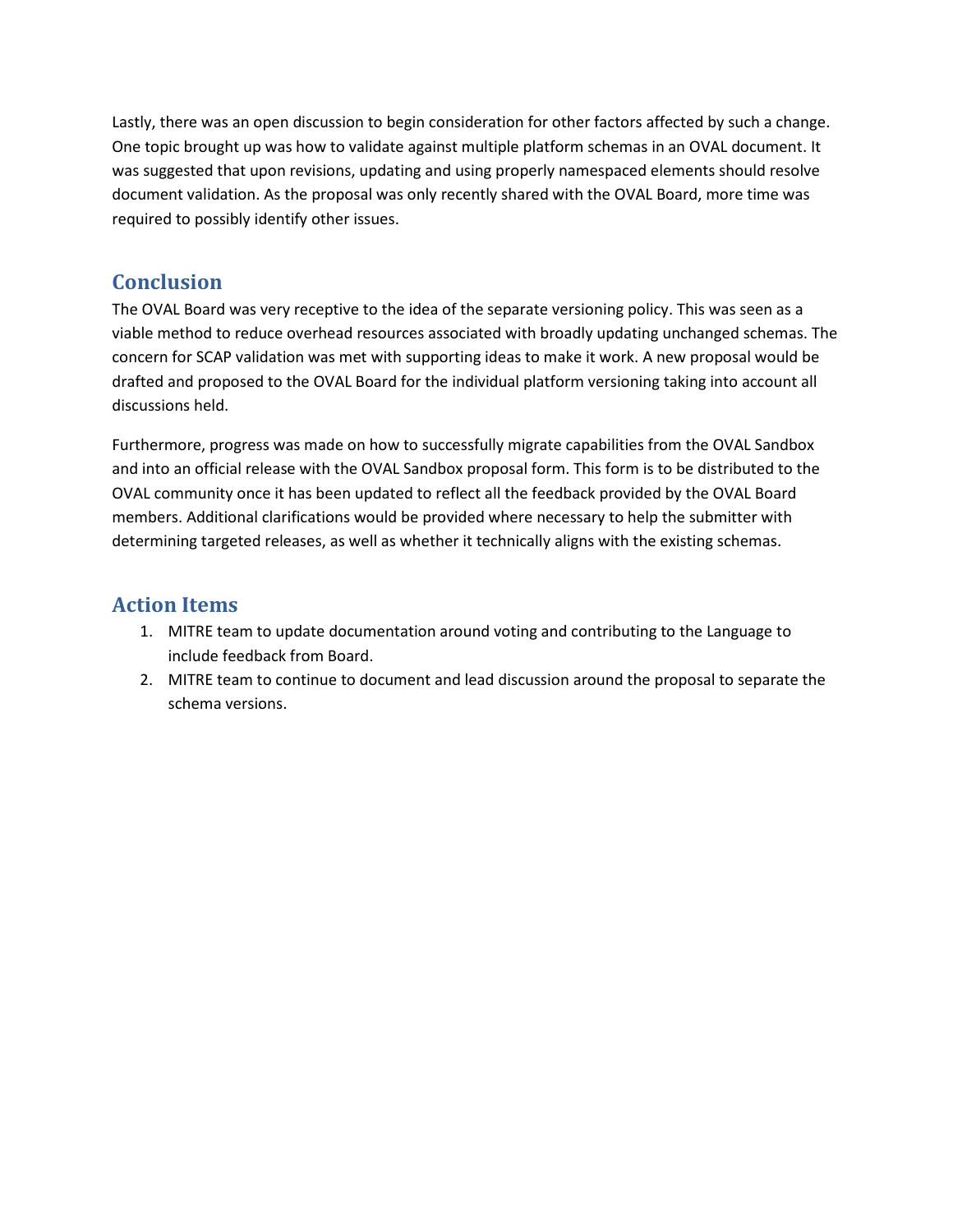Lastly, there was an open discussion to begin consideration for other factors affected by such a change. One topic brought up was how to validate against multiple platform schemas in an OVAL document. It was suggested that upon revisions, updating and using properly namespaced elements should resolve document validation. As the proposal was only recently shared with the OVAL Board, more time was required to possibly identify other issues.

## Conclusion

The OVAL Board was very receptive to the idea of the separate versioning policy. This was seen as a viable method to reduce overhead resources associated with broadly updating unchanged schemas. The concern for SCAP validation was met with supporting ideas to make it work. A new proposal would be drafted and proposed to the OVAL Board for the individual platform versioning taking into account all discussions held.

Furthermore, progress was made on how to successfully migrate capabilities from the OVAL Sandbox and into an official release with the OVAL Sandbox proposal form. This form is to be distributed to the OVAL community once it has been updated to reflect all the feedback provided by the OVAL Board members. Additional clarifications would be provided where necessary to help the submitter with determining targeted releases, as well as whether it technically aligns with the existing schemas.

## Action Items

1. MITRE team to update documentation around voting and contributing to the Language to include feedback from Board.
2. MITRE team to continue to document and lead discussion around the proposal to separate the schema versions.